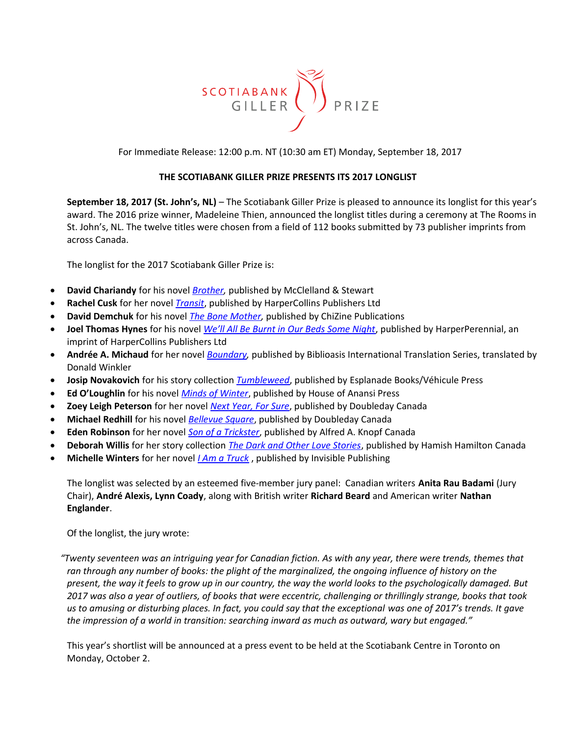SCOTIABANK GILLER PRIZE

For Immediate Release: 12:00 p.m. NT (10:30 am ET) Monday, September 18, 2017

## THE SCOTIABANK GILLER PRIZE PRESENTS ITS 2017 LONGLIST

**September 18, 2017 (St. John's, NL)** – The Scotiabank Giller Prize is pleased to announce its longlist for this year's award. The 2016 prize winner, Madeleine Thien, announced the longlist titles during a ceremony at The Rooms in St. John's, NL. The twelve titles were chosen from a field of 112 books submitted by 73 publisher imprints from across Canada.

The longlist for the 2017 Scotiabank Giller Prize is:

- **David Chariandy** for his novel *Brother*, published by McClelland & Stewart
- **Rachel Cusk** for her novel *Transit*, published by HarperCollins Publishers Ltd
- **David Demchuk** for his novel *The Bone Mother*, published by ChiZine Publications
- **Joel Thomas Hynes** for his novel *We'll All Be Burnt in Our Beds Some Night*, published by HarperPerennial, an imprint of HarperCollins Publishers Ltd
- **Andrée A. Michaud** for her novel *Boundary*, published by Biblioasis International Translation Series, translated by Donald Winkler
- **Josip Novakovich** for his story collection *Tumbleweed*, published by Esplanade Books/Véhicule Press
- **Ed O'Loughlin** for his novel *Minds of Winter*, published by House of Anansi Press
- **Zoey Leigh Peterson** for her novel *Next Year, For Sure*, published by Doubleday Canada
- **Michael Redhill** for his novel *Bellevue Square*, published by Doubleday Canada
- **Eden Robinson** for her novel *Son of a Trickster*, published by Alfred A. Knopf Canada
- **Deborah Willis** for her story collection *The Dark and Other Love Stories*, published by Hamish Hamilton Canada
- **Michelle Winters** for her novel *I Am a Truck* , published by Invisible Publishing

The longlist was selected by an esteemed five-member jury panel: Canadian writers **Anita Rau Badami** (Jury Chair), **André Alexis, Lynn Coady**, along with British writer **Richard Beard** and American writer **Nathan Englander**.

Of the longlist, the jury wrote:

*"Twenty seventeen was an intriguing year for Canadian fiction. As with any year, there were trends, themes that ran through any number of books: the plight of the marginalized, the ongoing influence of history on the present, the way it feels to grow up in our country, the way the world looks to the psychologically damaged. But 2017 was also a year of outliers, of books that were eccentric, challenging or thrillingly strange, books that took us to amusing or disturbing places. In fact, you could say that the exceptional was one of 2017's trends. It gave the impression of a world in transition: searching inward as much as outward, wary but engaged."*

This year's shortlist will be announced at a press event to be held at the Scotiabank Centre in Toronto on Monday, October 2.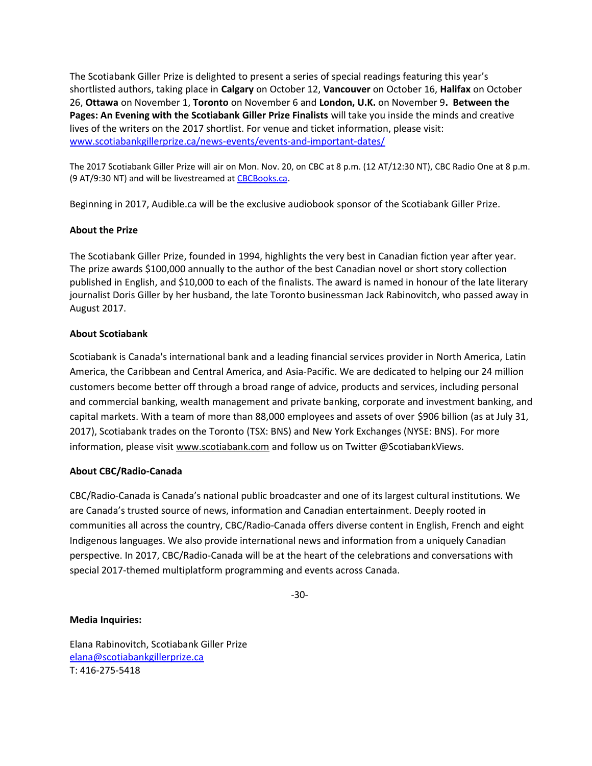The Scotiabank Giller Prize is delighted to present a series of special readings featuring this year's shortlisted authors, taking place in **Calgary** on October 12, **Vancouver** on October 16, **Halifax** on October 26, **Ottawa** on November 1, **Toronto** on November 6 and **London, U.K.** on November 9**. Between the Pages: An Evening with the Scotiabank Giller Prize Finalists** will take you inside the minds and creative lives of the writers on the 2017 shortlist. For venue and ticket information, please visit: [www.scotiabankgillerprize.ca/news-events/events-and-important-dates/](www.scotiabankgillerprize.ca/news-events/events-and-important-dates/)

The 2017 Scotiabank Giller Prize will air on Mon. Nov. 20, on CBC at 8 p.m. (12 AT/12:30 NT), CBC Radio One at 8 p.m. (9 AT/9:30 NT) and will be livestreamed at [CBCBooks.ca](CBCBooks.ca).

Beginning in 2017, Audible.ca will be the exclusive audiobook sponsor of the Scotiabank Giller Prize.

**About the Prize**

The Scotiabank Giller Prize, founded in 1994, highlights the very best in Canadian fiction year after year. The prize awards $100,000 annually to the author of the best Canadian novel or short story collection published in English, and $10,000 to each of the finalists. The award is named in honour of the late literary journalist Doris Giller by her husband, the late Toronto businessman Jack Rabinovitch, who passed away in August 2017.

**About Scotiabank**

Scotiabank is Canada's international bank and a leading financial services provider in North America, Latin America, the Caribbean and Central America, and Asia-Pacific. We are dedicated to helping our 24 million customers become better off through a broad range of advice, products and services, including personal and commercial banking, wealth management and private banking, corporate and investment banking, and capital markets. With a team of more than 88,000 employees and assets of over $906 billion (as at July 31, 2017), Scotiabank trades on the Toronto (TSX: BNS) and New York Exchanges (NYSE: BNS). For more information, please visit [www.scotiabank.com](www.scotiabank.com) and follow us on Twitter @ScotiabankViews.

**About CBC/Radio-Canada**

CBC/Radio-Canada is Canada's national public broadcaster and one of its largest cultural institutions. We are Canada's trusted source of news, information and Canadian entertainment. Deeply rooted in communities all across the country, CBC/Radio-Canada offers diverse content in English, French and eight Indigenous languages. We also provide international news and information from a uniquely Canadian perspective. In 2017, CBC/Radio-Canada will be at the heart of the celebrations and conversations with special 2017-themed multiplatform programming and events across Canada.

-30-

**Media Inquiries:**

Elana Rabinovitch, Scotiabank Giller Prize
[elana@scotiabankgillerprize.ca](mailto:elana@scotiabankgillerprize.ca)
T: 416-275-5418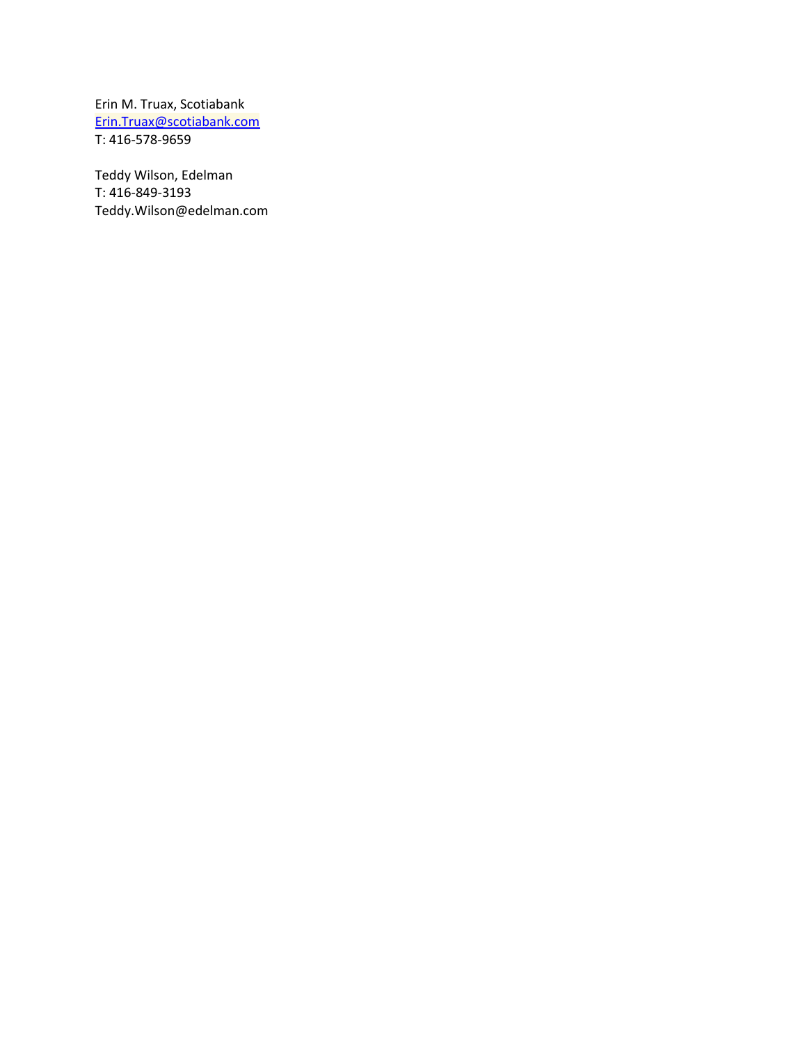Erin M. Truax, Scotiabank  
Erin.Truax@scotiabank.com  
T: 416-578-9659

Teddy Wilson, Edelman  
T: 416-849-3193  
Teddy.Wilson@edelman.com